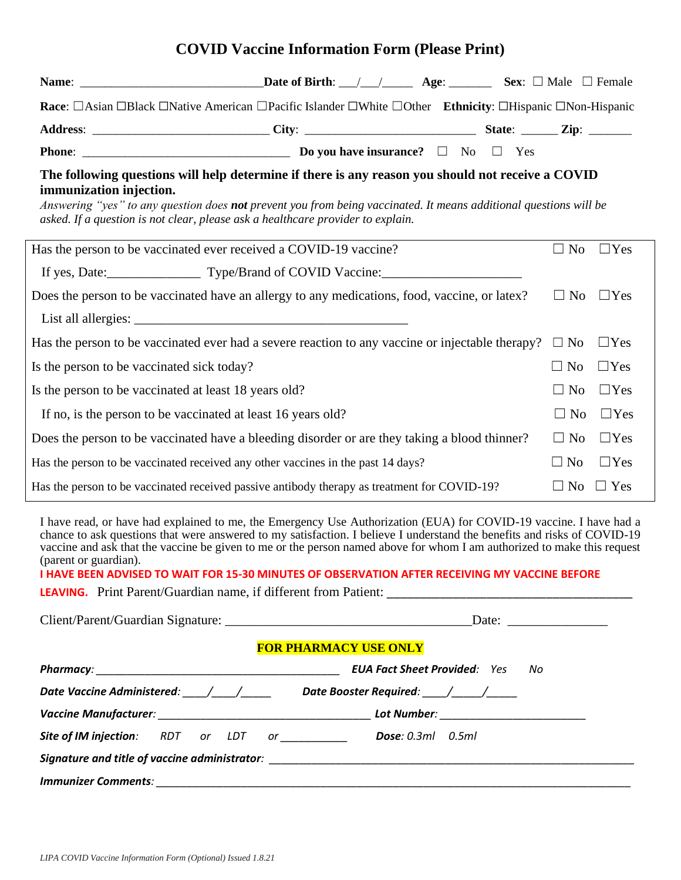# COVID Vaccine Information Form (Please Print)

**Name**: ______________________________ **Date of Birth**: ___/___/_____ **Age**: _______ **Sex**: ☐ Male ☐ Female

**Race**: ☐Asian ☐Black ☐Native American ☐Pacific Islander ☐White ☐Other **Ethnicity**: ☐Hispanic ☐Non-Hispanic

**Address**: ____________________________ **City**: ___________________________ **State**: ______ **Zip**: _______

**Phone**: _________________________________ **Do you have insurance?** ☐ No ☐ Yes

**The following questions will help determine if there is any reason you should not receive a COVID immunization injection.**

*Answering "yes" to any question does **not** prevent you from being vaccinated. It means additional questions will be asked. If a question is not clear, please ask a healthcare provider to explain.*

| Question | No | Yes |
|---|---|---|
| Has the person to be vaccinated ever received a COVID-19 vaccine? | ☐ No | ☐Yes |
| If yes, Date:______________ Type/Brand of COVID Vaccine:_____________________ | | |
| Does the person to be vaccinated have an allergy to any medications, food, vaccine, or latex? | ☐ No | ☐Yes |
| List all allergies: ___________________________________________ | | |
| Has the person to be vaccinated ever had a severe reaction to any vaccine or injectable therapy? | ☐ No | ☐Yes |
| Is the person to be vaccinated sick today? | ☐ No | ☐Yes |
| Is the person to be vaccinated at least 18 years old? | ☐ No | ☐Yes |
| If no, is the person to be vaccinated at least 16 years old? | ☐ No | ☐Yes |
| Does the person to be vaccinated have a bleeding disorder or are they taking a blood thinner? | ☐ No | ☐Yes |
| Has the person to be vaccinated received any other vaccines in the past 14 days? | ☐ No | ☐Yes |
| Has the person to be vaccinated received passive antibody therapy as treatment for COVID-19? | ☐ No | ☐ Yes |

I have read, or have had explained to me, the Emergency Use Authorization (EUA) for COVID-19 vaccine. I have had a chance to ask questions that were answered to my satisfaction. I believe I understand the benefits and risks of COVID-19 vaccine and ask that the vaccine be given to me or the person named above for whom I am authorized to make this request (parent or guardian).

**I HAVE BEEN ADVISED TO WAIT FOR 15-30 MINUTES OF OBSERVATION AFTER RECEIVING MY VACCINE BEFORE LEAVING.** Print Parent/Guardian name, if different from Patient: ____________________________________

Client/Parent/Guardian Signature: ____________________________________Date: _______________

**FOR PHARMACY USE ONLY**

***Pharmacy***: ________________________________________ ***EUA Fact Sheet Provided***: *Yes No*

***Date Vaccine Administered***: ____/____/_____ ***Date Booster Required***: ____/_____/_____

***Vaccine Manufacturer***: __________________________________ ***Lot Number***: ________________________

***Site of IM injection***: *RDT or LDT or* ___________ ***Dose***: *0.3ml 0.5ml*

***Signature and title of vaccine administrator***: ____________________________________________________________

***Immunizer Comments***: _____________________________________________________________________________

*LIPA COVID Vaccine Information Form (Optional) Issued 1.8.21*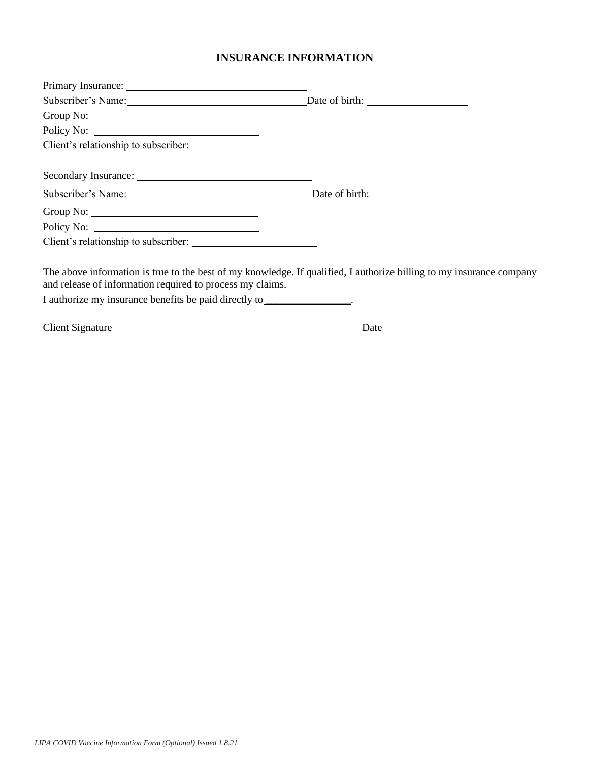## INSURANCE INFORMATION

Primary Insurance: ___________________________________

Subscriber's Name: ___________________________________ Date of birth: ____________________

Group No: ________________________________

Policy No: ________________________________

Client's relationship to subscriber: ________________________

Secondary Insurance: ___________________________________

Subscriber's Name: ___________________________________ Date of birth: ____________________

Group No: ________________________________

Policy No: ________________________________

Client's relationship to subscriber: ________________________

The above information is true to the best of my knowledge. If qualified, I authorize billing to my insurance company and release of information required to process my claims.

I authorize my insurance benefits be paid directly to ________________.

Client Signature __________________________________________________ Date ____________________________

*LIPA COVID Vaccine Information Form (Optional) Issued 1.8.21*